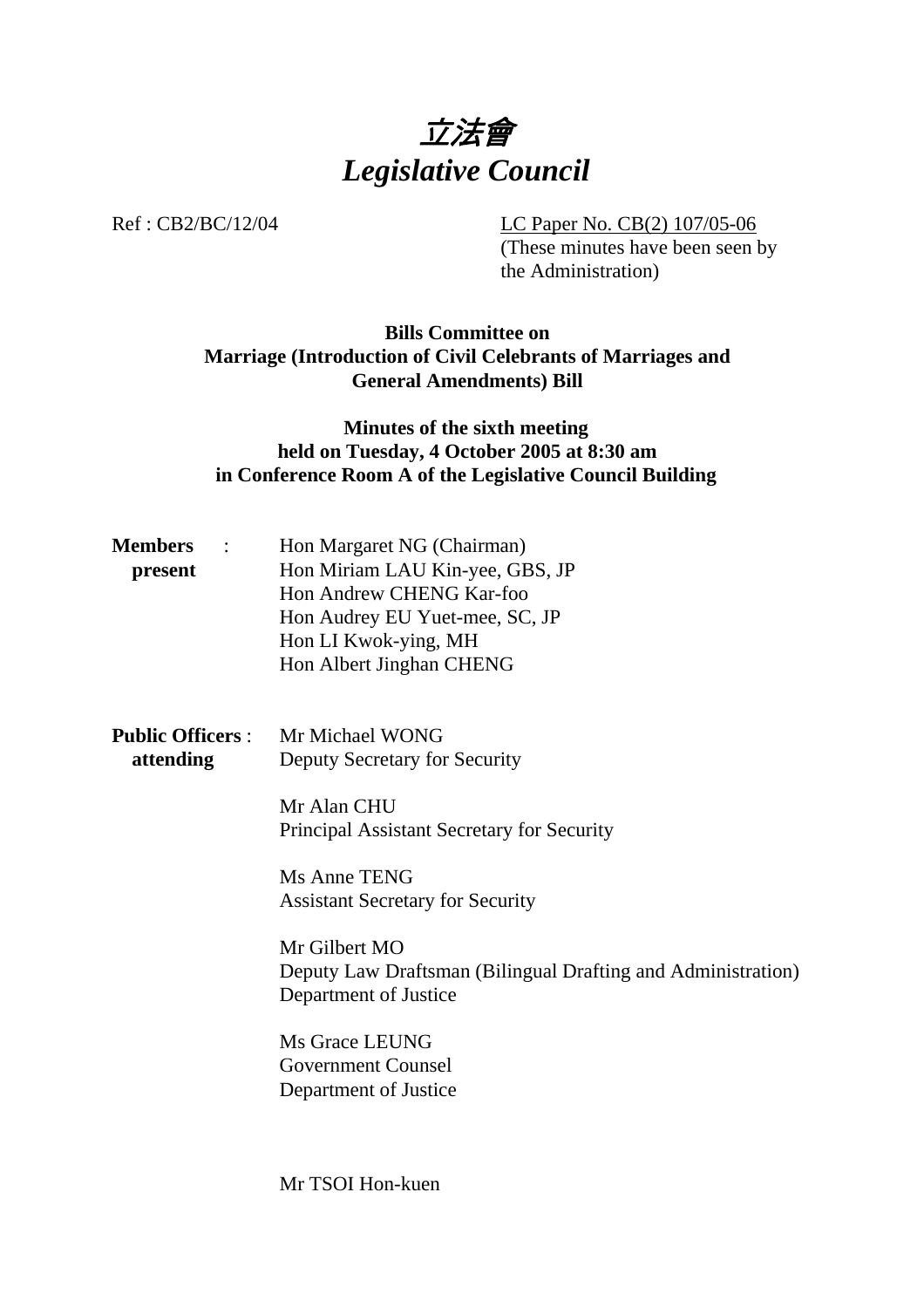# 立法會
# *Legislative Council*

Ref : CB2/BC/12/04

LC Paper No. CB(2) 107/05-06
(These minutes have been seen by the Administration)

**Bills Committee on**
**Marriage (Introduction of Civil Celebrants of Marriages and General Amendments) Bill**

**Minutes of the sixth meeting**
**held on Tuesday, 4 October 2005 at 8:30 am**
**in Conference Room A of the Legislative Council Building**

**Members present** :

Hon Margaret NG (Chairman)
Hon Miriam LAU Kin-yee, GBS, JP
Hon Andrew CHENG Kar-foo
Hon Audrey EU Yuet-mee, SC, JP
Hon LI Kwok-ying, MH
Hon Albert Jinghan CHENG

**Public Officers attending** :

Mr Michael WONG
Deputy Secretary for Security

Mr Alan CHU
Principal Assistant Secretary for Security

Ms Anne TENG
Assistant Secretary for Security

Mr Gilbert MO
Deputy Law Draftsman (Bilingual Drafting and Administration)
Department of Justice

Ms Grace LEUNG
Government Counsel
Department of Justice

Mr TSOI Hon-kuen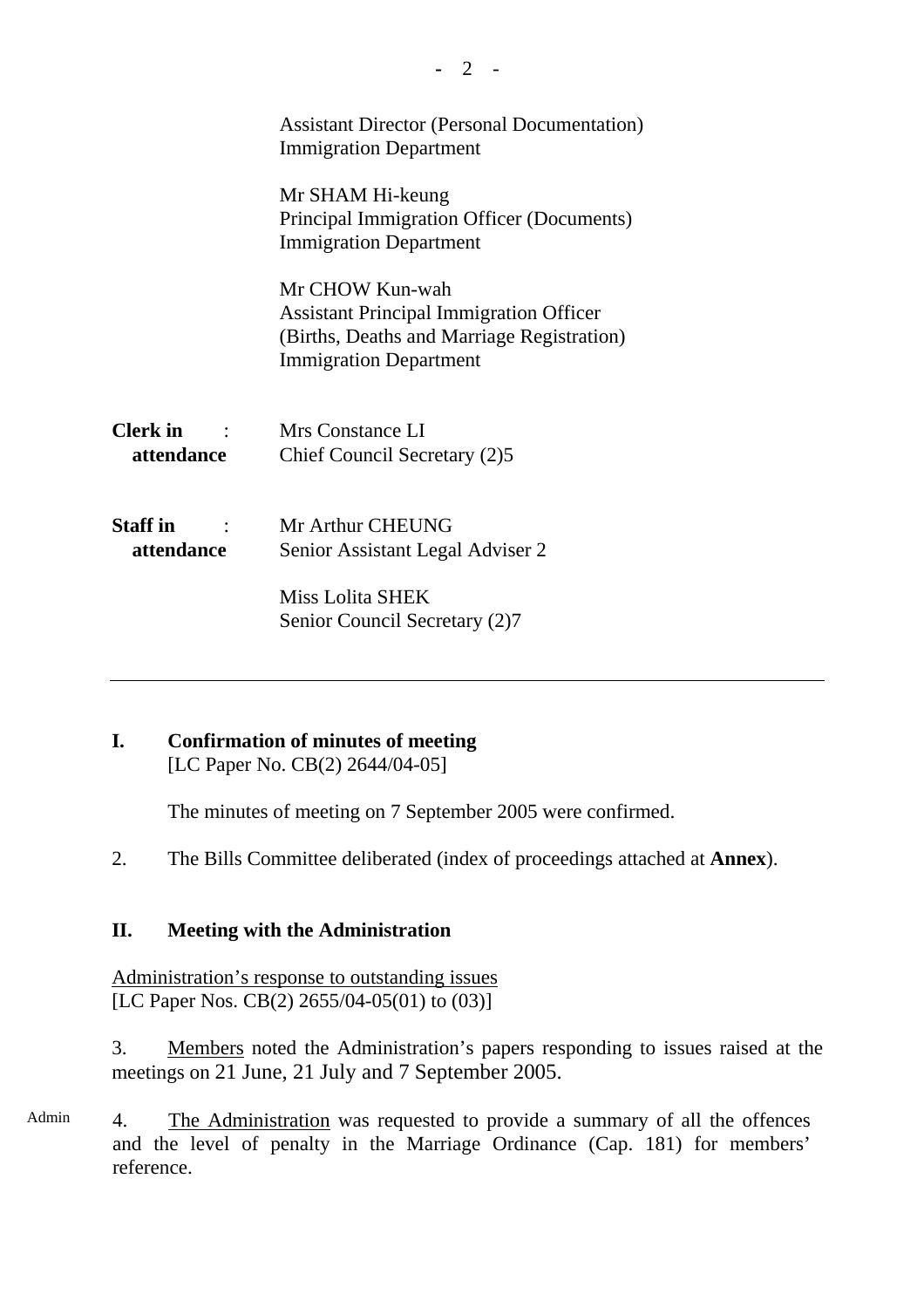Assistant Director (Personal Documentation)
Immigration Department

Mr SHAM Hi-keung
Principal Immigration Officer (Documents)
Immigration Department

Mr CHOW Kun-wah
Assistant Principal Immigration Officer
(Births, Deaths and Marriage Registration)
Immigration Department

| | |
|---|---|
| **Clerk in attendance** : | Mrs Constance LI<br>Chief Council Secretary (2)5 |
| **Staff in attendance** : | Mr Arthur CHEUNG<br>Senior Assistant Legal Adviser 2<br><br>Miss Lolita SHEK<br>Senior Council Secretary (2)7 |

---

## I. Confirmation of minutes of meeting

[LC Paper No. CB(2) 2644/04-05]

The minutes of meeting on 7 September 2005 were confirmed.

2. The Bills Committee deliberated (index of proceedings attached at **Annex**).

## II. Meeting with the Administration

Administration's response to outstanding issues
[LC Paper Nos. CB(2) 2655/04-05(01) to (03)]

3. Members noted the Administration's papers responding to issues raised at the meetings on 21 June, 21 July and 7 September 2005.

Admin

4. The Administration was requested to provide a summary of all the offences and the level of penalty in the Marriage Ordinance (Cap. 181) for members' reference.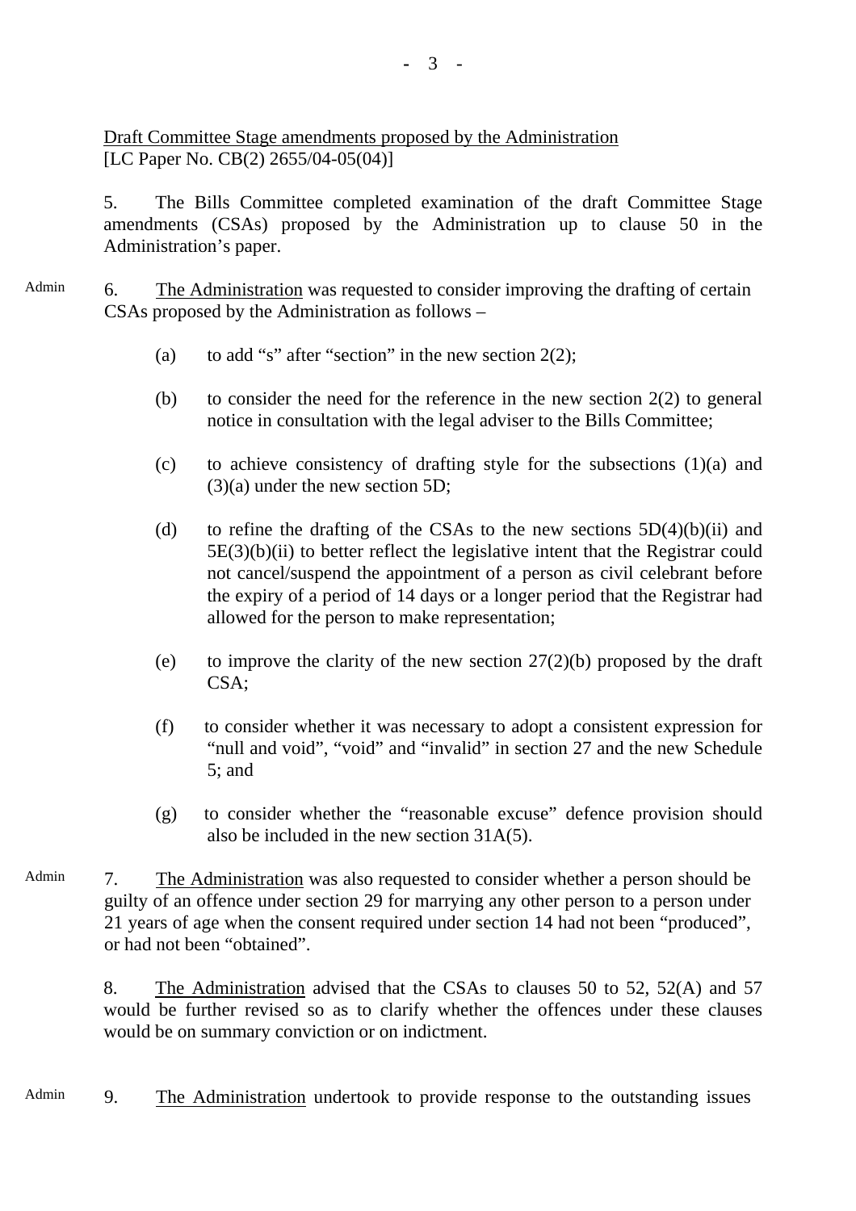Draft Committee Stage amendments proposed by the Administration
[LC Paper No. CB(2) 2655/04-05(04)]

5. The Bills Committee completed examination of the draft Committee Stage amendments (CSAs) proposed by the Administration up to clause 50 in the Administration's paper.

Admin

6. The Administration was requested to consider improving the drafting of certain CSAs proposed by the Administration as follows –

(a) to add "s" after "section" in the new section 2(2);

(b) to consider the need for the reference in the new section 2(2) to general notice in consultation with the legal adviser to the Bills Committee;

(c) to achieve consistency of drafting style for the subsections (1)(a) and (3)(a) under the new section 5D;

(d) to refine the drafting of the CSAs to the new sections 5D(4)(b)(ii) and 5E(3)(b)(ii) to better reflect the legislative intent that the Registrar could not cancel/suspend the appointment of a person as civil celebrant before the expiry of a period of 14 days or a longer period that the Registrar had allowed for the person to make representation;

(e) to improve the clarity of the new section 27(2)(b) proposed by the draft CSA;

(f) to consider whether it was necessary to adopt a consistent expression for "null and void", "void" and "invalid" in section 27 and the new Schedule 5; and

(g) to consider whether the "reasonable excuse" defence provision should also be included in the new section 31A(5).

Admin

7. The Administration was also requested to consider whether a person should be guilty of an offence under section 29 for marrying any other person to a person under 21 years of age when the consent required under section 14 had not been "produced", or had not been "obtained".

8. The Administration advised that the CSAs to clauses 50 to 52, 52(A) and 57 would be further revised so as to clarify whether the offences under these clauses would be on summary conviction or on indictment.

Admin

9. The Administration undertook to provide response to the outstanding issues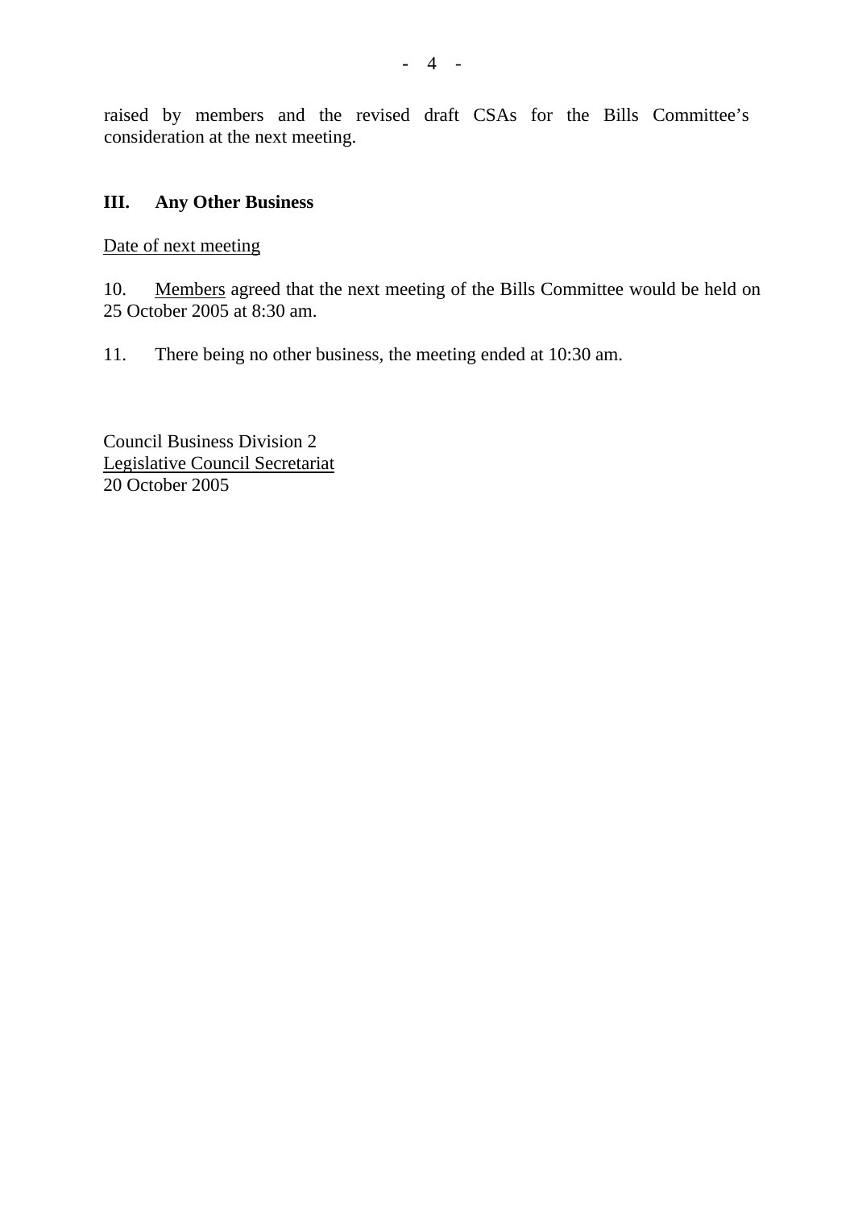raised by members and the revised draft CSAs for the Bills Committee's consideration at the next meeting.

## III. Any Other Business

Date of next meeting

10. Members agreed that the next meeting of the Bills Committee would be held on 25 October 2005 at 8:30 am.

11. There being no other business, the meeting ended at 10:30 am.

Council Business Division 2
Legislative Council Secretariat
20 October 2005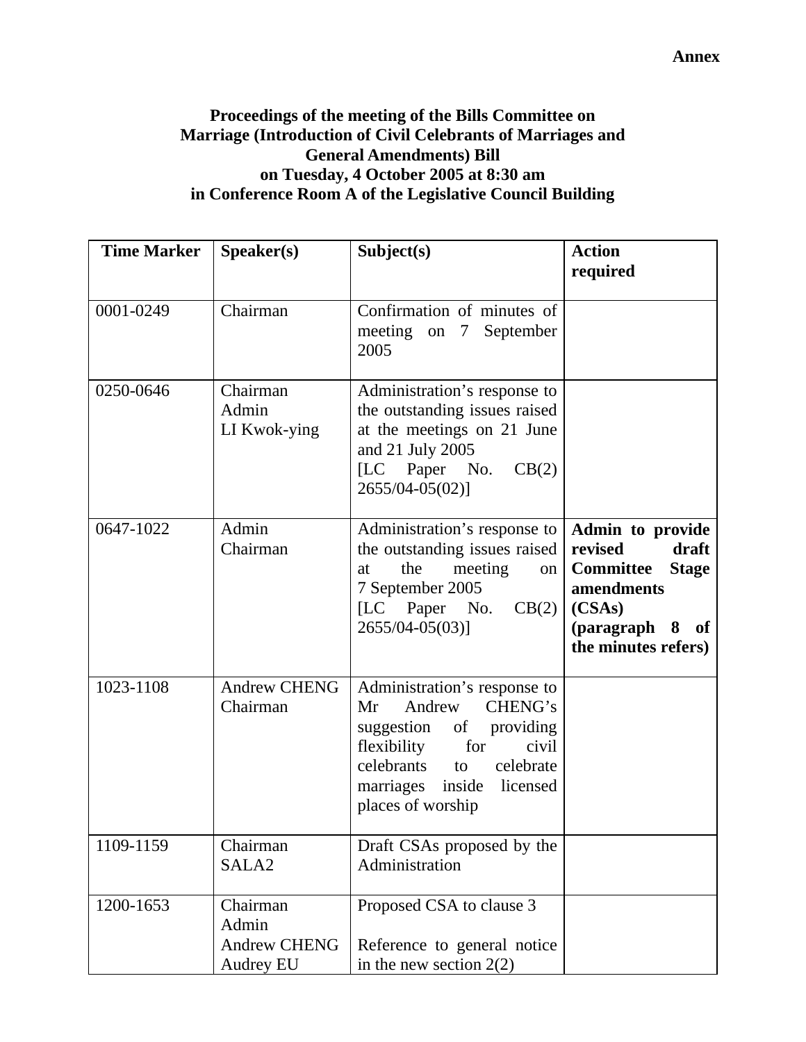**Annex**

**Proceedings of the meeting of the Bills Committee on Marriage (Introduction of Civil Celebrants of Marriages and General Amendments) Bill on Tuesday, 4 October 2005 at 8:30 am in Conference Room A of the Legislative Council Building**

| Time Marker | Speaker(s) | Subject(s) | Action required |
|---|---|---|---|
| 0001-0249 | Chairman | Confirmation of minutes of meeting on 7 September 2005 | |
| 0250-0646 | Chairman<br>Admin<br>LI Kwok-ying | Administration's response to the outstanding issues raised at the meetings on 21 June and 21 July 2005<br>[LC Paper No. CB(2) 2655/04-05(02)] | |
| 0647-1022 | Admin<br>Chairman | Administration's response to the outstanding issues raised at the meeting on 7 September 2005<br>[LC Paper No. CB(2) 2655/04-05(03)] | **Admin to provide revised draft Committee Stage amendments (CSAs) (paragraph 8 of the minutes refers)** |
| 1023-1108 | Andrew CHENG<br>Chairman | Administration's response to Mr Andrew CHENG's suggestion of providing flexibility for civil celebrants to celebrate marriages inside licensed places of worship | |
| 1109-1159 | Chairman<br>SALA2 | Draft CSAs proposed by the Administration | |
| 1200-1653 | Chairman<br>Admin<br>Andrew CHENG<br>Audrey EU | Proposed CSA to clause 3<br><br>Reference to general notice in the new section 2(2) | |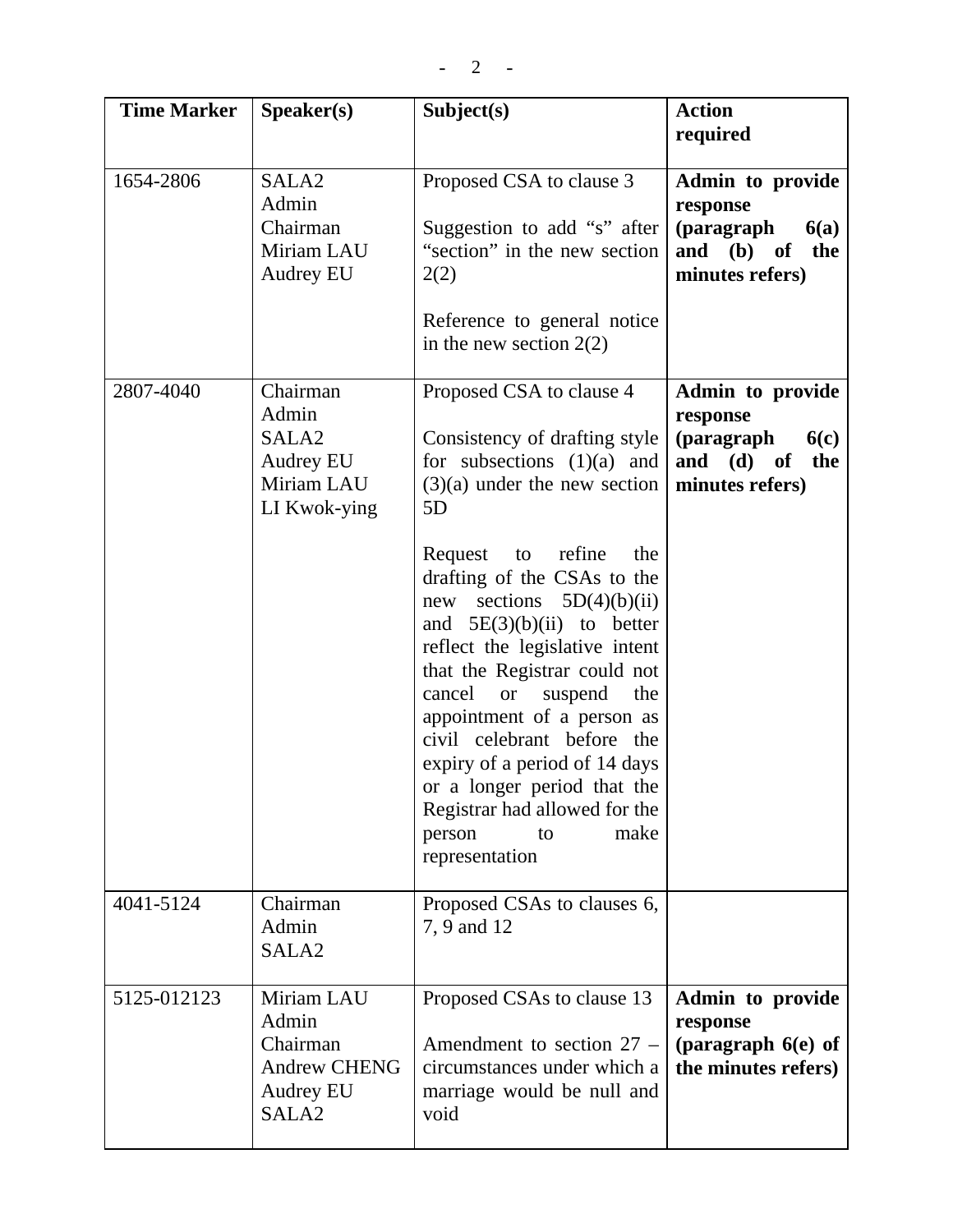| Time Marker | Speaker(s) | Subject(s) | Action required |
|---|---|---|---|
| 1654-2806 | SALA2<br>Admin<br>Chairman<br>Miriam LAU<br>Audrey EU | Proposed CSA to clause 3<br><br>Suggestion to add "s" after "section" in the new section 2(2)<br><br>Reference to general notice in the new section 2(2) | **Admin to provide response (paragraph 6(a) and (b) of the minutes refers)** |
| 2807-4040 | Chairman<br>Admin<br>SALA2<br>Audrey EU<br>Miriam LAU<br>LI Kwok-ying | Proposed CSA to clause 4<br><br>Consistency of drafting style for subsections (1)(a) and (3)(a) under the new section 5D<br><br>Request to refine the drafting of the CSAs to the new sections 5D(4)(b)(ii) and 5E(3)(b)(ii) to better reflect the legislative intent that the Registrar could not cancel or suspend the appointment of a person as civil celebrant before the expiry of a period of 14 days or a longer period that the Registrar had allowed for the person to make representation | **Admin to provide response (paragraph 6(c) and (d) of the minutes refers)** |
| 4041-5124 | Chairman<br>Admin<br>SALA2 | Proposed CSAs to clauses 6, 7, 9 and 12 | |
| 5125-012123 | Miriam LAU<br>Admin<br>Chairman<br>Andrew CHENG<br>Audrey EU<br>SALA2 | Proposed CSAs to clause 13<br><br>Amendment to section 27 – circumstances under which a marriage would be null and void | **Admin to provide response (paragraph 6(e) of the minutes refers)** |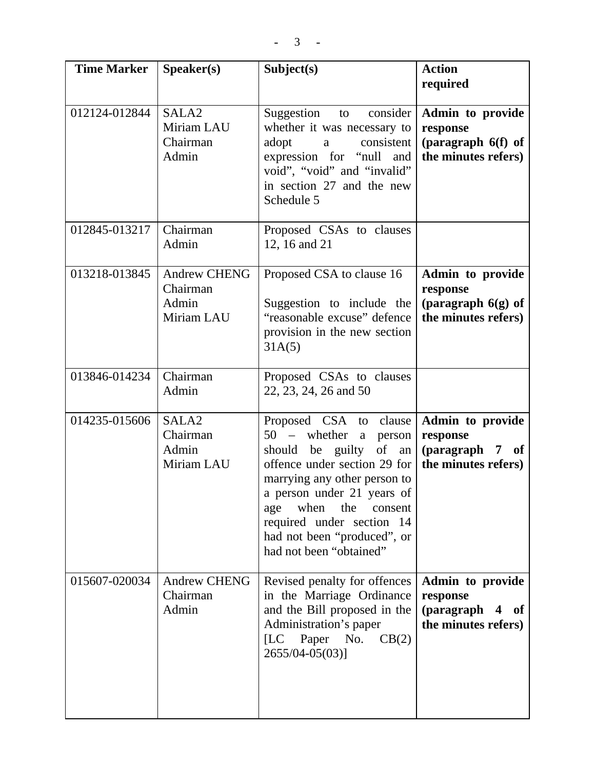| Time Marker | Speaker(s) | Subject(s) | Action required |
|---|---|---|---|
| 012124-012844 | SALA2<br>Miriam LAU<br>Chairman<br>Admin | Suggestion to consider whether it was necessary to adopt a consistent expression for "null and void", "void" and "invalid" in section 27 and the new Schedule 5 | **Admin to provide response (paragraph 6(f) of the minutes refers)** |
| 012845-013217 | Chairman<br>Admin | Proposed CSAs to clauses 12, 16 and 21 | |
| 013218-013845 | Andrew CHENG<br>Chairman<br>Admin<br>Miriam LAU | Proposed CSA to clause 16<br><br>Suggestion to include the "reasonable excuse" defence provision in the new section 31A(5) | **Admin to provide response (paragraph 6(g) of the minutes refers)** |
| 013846-014234 | Chairman<br>Admin | Proposed CSAs to clauses 22, 23, 24, 26 and 50 | |
| 014235-015606 | SALA2<br>Chairman<br>Admin<br>Miriam LAU | Proposed CSA to clause 50 – whether a person should be guilty of an offence under section 29 for marrying any other person to a person under 21 years of age when the consent required under section 14 had not been "produced", or had not been "obtained" | **Admin to provide response (paragraph 7 of the minutes refers)** |
| 015607-020034 | Andrew CHENG<br>Chairman<br>Admin | Revised penalty for offences in the Marriage Ordinance and the Bill proposed in the Administration's paper [LC Paper No. CB(2) 2655/04-05(03)] | **Admin to provide response (paragraph 4 of the minutes refers)** |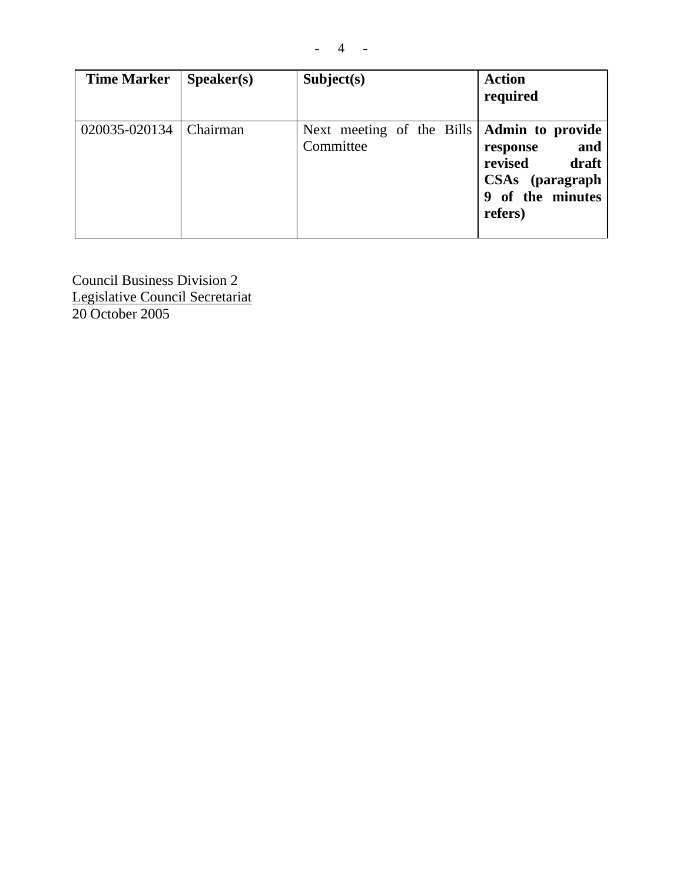| **Time Marker** | **Speaker(s)** | **Subject(s)** | **Action required** |
|---|---|---|---|
| 020035-020134 | Chairman | Next meeting of the Bills Committee | **Admin to provide response and revised draft CSAs (paragraph 9 of the minutes refers)** |

Council Business Division 2
Legislative Council Secretariat
20 October 2005